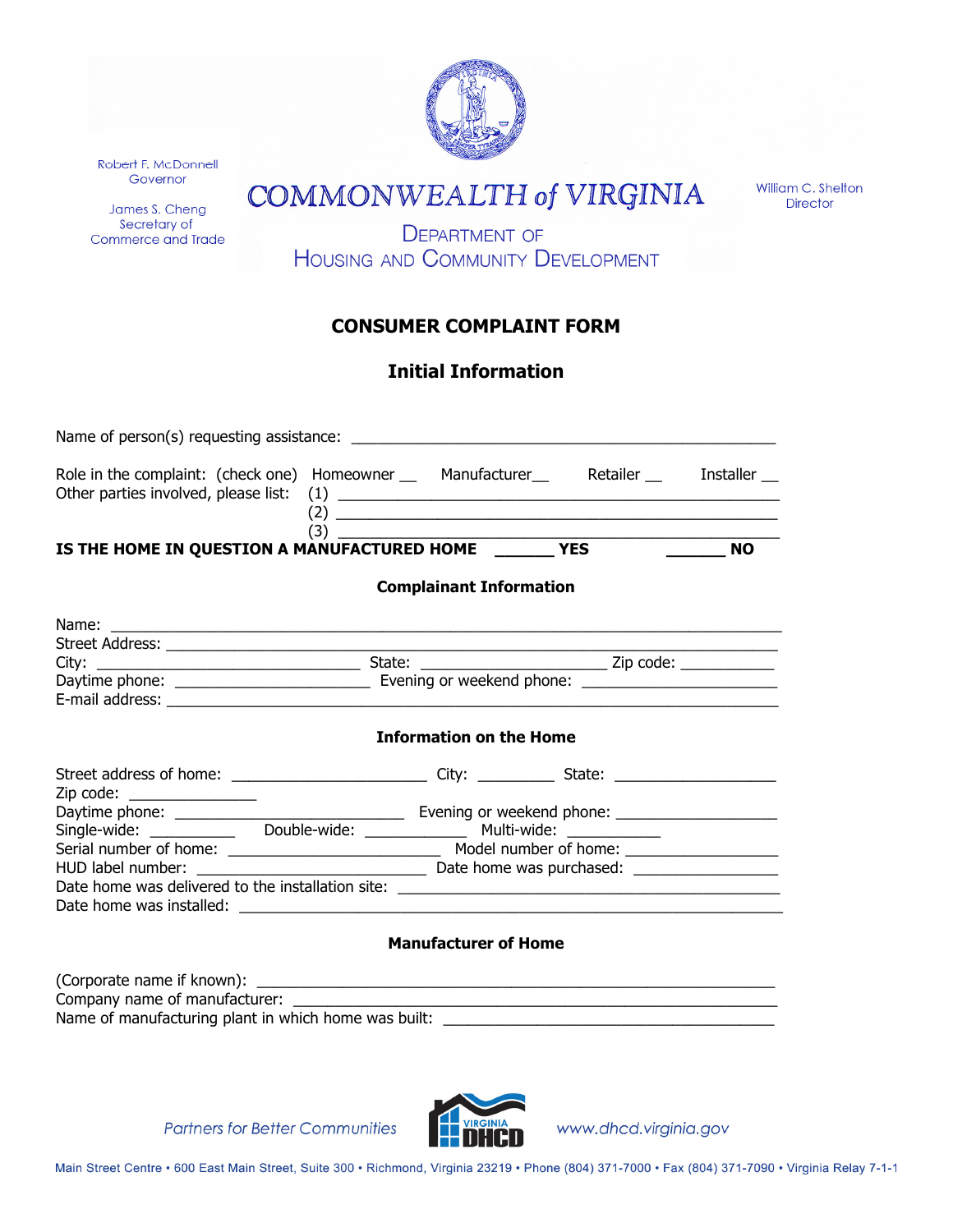Robert F. McDonnell
Governor

James S. Cheng
Secretary of
Commerce and Trade

# COMMONWEALTH of VIRGINIA

## DEPARTMENT OF HOUSING AND COMMUNITY DEVELOPMENT

William C. Shelton
Director

# CONSUMER COMPLAINT FORM

## Initial Information

Name of person(s) requesting assistance: ______________________________________________

Role in the complaint: (check one) Homeowner __ Manufacturer__ Retailer __ Installer __

Other parties involved, please list:
(1) ______________________________________________
(2) ______________________________________________
(3) ______________________________________________

**IS THE HOME IN QUESTION A MANUFACTURED HOME \_\_\_\_\_\_ YES \_\_\_\_\_\_ NO**

### Complainant Information

Name: ______________________________________________

Street Address: ______________________________________________

City: ______________________ State: ________________ Zip code: __________

Daytime phone: ________________ Evening or weekend phone: ________________

E-mail address: ______________________________________________

### Information on the Home

Street address of home: ________________ City: ________ State: ______________

Zip code: ____________

Daytime phone: ____________________ Evening or weekend phone: ______________

Single-wide: ________ Double-wide: __________ Multi-wide: __________

Serial number of home: __________________ Model number of home: ______________

HUD label number: ____________________ Date home was purchased: ______________

Date home was delivered to the installation site: ______________________________

Date home was installed: ______________________________________________

### Manufacturer of Home

(Corporate name if known): ______________________________________________

Company name of manufacturer: ______________________________________________

Name of manufacturing plant in which home was built: ______________________________

*Partners for Better Communities* VIRGINIA DHCD www.dhcd.virginia.gov

Main Street Centre • 600 East Main Street, Suite 300 • Richmond, Virginia 23219 • Phone (804) 371-7000 • Fax (804) 371-7090 • Virginia Relay 7-1-1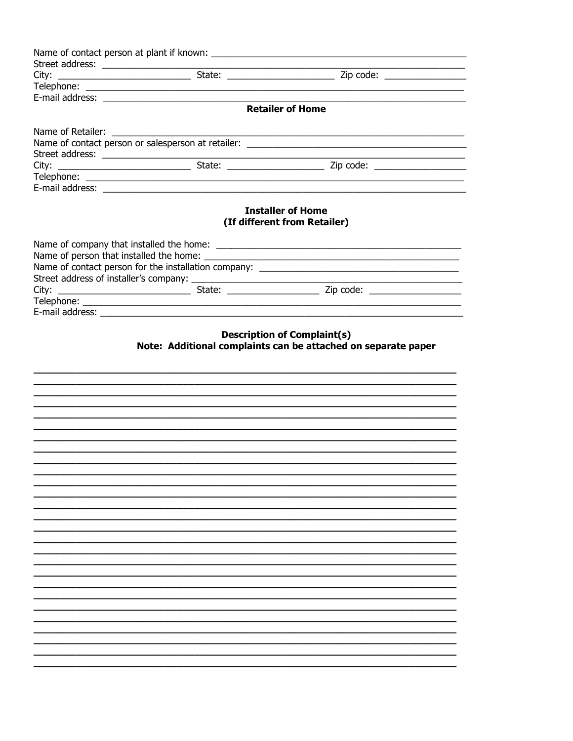Name of contact person at plant if known: ____________________________________________________
Street address: ________________________________________________________________________
City: __________________________ State: ____________________ Zip code: _______________
Telephone: ____________________________________________________________________________
E-mail address: _________________________________________________________________________

**Retailer of Home**

Name of Retailer: ______________________________________________________________________
Name of contact person or salesperson at retailer: ____________________________________________
Street address: ________________________________________________________________________
City: __________________________ State: __________________ Zip code: _________________
Telephone: ____________________________________________________________________________
E-mail address: _________________________________________________________________________

**Installer of Home**
**(If different from Retailer)**

Name of company that installed the home: _______________________________________________
Name of person that installed the home: _________________________________________________
Name of contact person for the installation company: ______________________________________
Street address of installer's company: ___________________________________________________
City: __________________________ State: _________________ Zip code: _________________
Telephone: ____________________________________________________________________________
E-mail address: _________________________________________________________________________

**Description of Complaint(s)**
**Note: Additional complaints can be attached on separate paper**

________________________________________________________________________________
________________________________________________________________________________
________________________________________________________________________________
________________________________________________________________________________
________________________________________________________________________________
________________________________________________________________________________
________________________________________________________________________________
________________________________________________________________________________
________________________________________________________________________________
________________________________________________________________________________
________________________________________________________________________________
________________________________________________________________________________
________________________________________________________________________________
________________________________________________________________________________
________________________________________________________________________________
________________________________________________________________________________
________________________________________________________________________________
________________________________________________________________________________
________________________________________________________________________________
________________________________________________________________________________
________________________________________________________________________________
________________________________________________________________________________
________________________________________________________________________________
________________________________________________________________________________
________________________________________________________________________________
________________________________________________________________________________
________________________________________________________________________________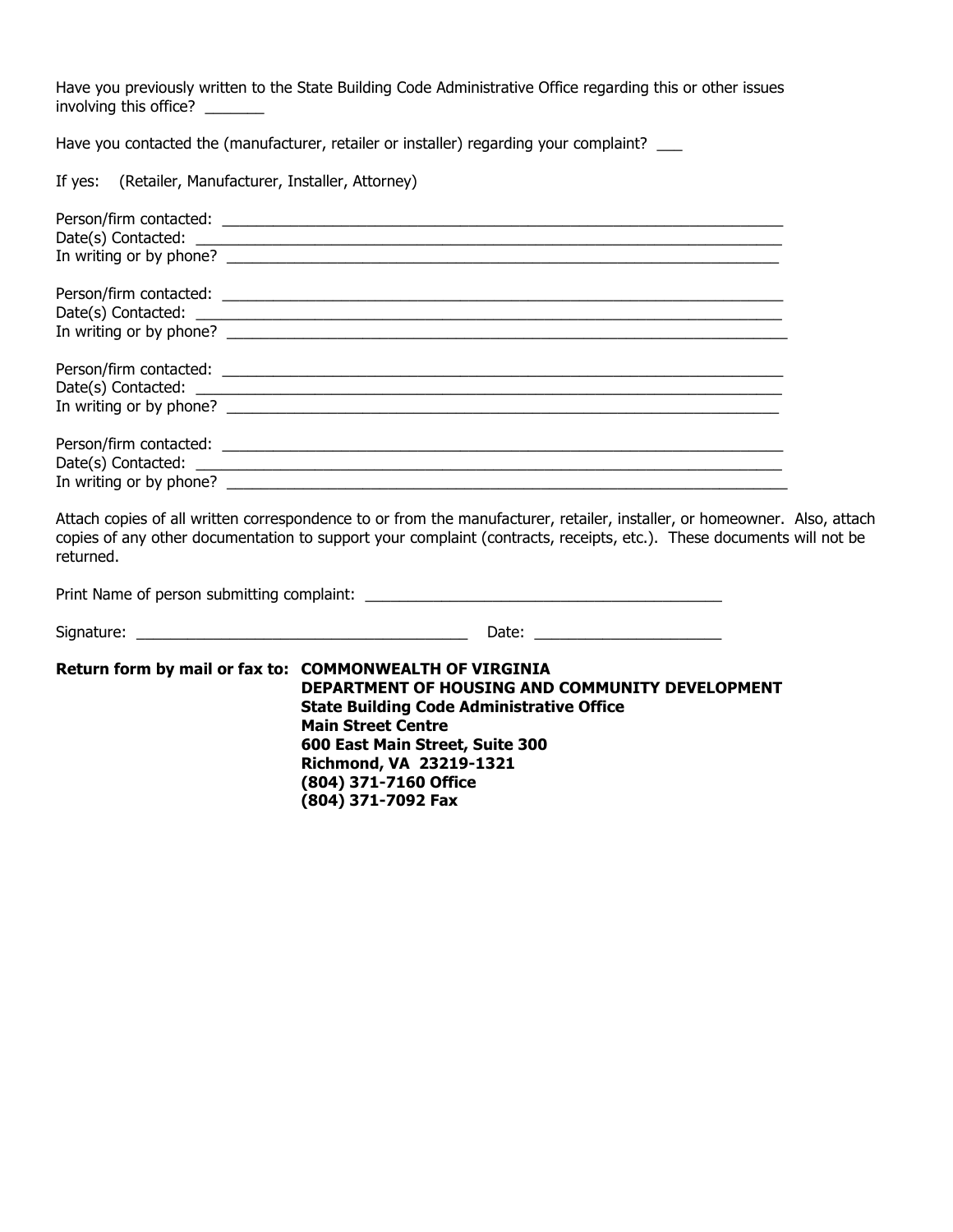Have you previously written to the State Building Code Administrative Office regarding this or other issues involving this office? _______

Have you contacted the (manufacturer, retailer or installer) regarding your complaint? ___

If yes: (Retailer, Manufacturer, Installer, Attorney)

Person/firm contacted: ____________________________________________________________________
Date(s) Contacted: ________________________________________________________________________
In writing or by phone? ____________________________________________________________________

Person/firm contacted: ____________________________________________________________________
Date(s) Contacted: ________________________________________________________________________
In writing or by phone? ____________________________________________________________________

Person/firm contacted: ____________________________________________________________________
Date(s) Contacted: ________________________________________________________________________
In writing or by phone? ____________________________________________________________________

Person/firm contacted: ____________________________________________________________________
Date(s) Contacted: ________________________________________________________________________
In writing or by phone? ____________________________________________________________________

Attach copies of all written correspondence to or from the manufacturer, retailer, installer, or homeowner. Also, attach copies of any other documentation to support your complaint (contracts, receipts, etc.). These documents will not be returned.

Print Name of person submitting complaint: ___________________________________________

Signature: _______________________________________ Date: _____________________

**Return form by mail or fax to:** **COMMONWEALTH OF VIRGINIA**
**DEPARTMENT OF HOUSING AND COMMUNITY DEVELOPMENT**
**State Building Code Administrative Office**
**Main Street Centre**
**600 East Main Street, Suite 300**
**Richmond, VA 23219-1321**
**(804) 371-7160 Office**
**(804) 371-7092 Fax**